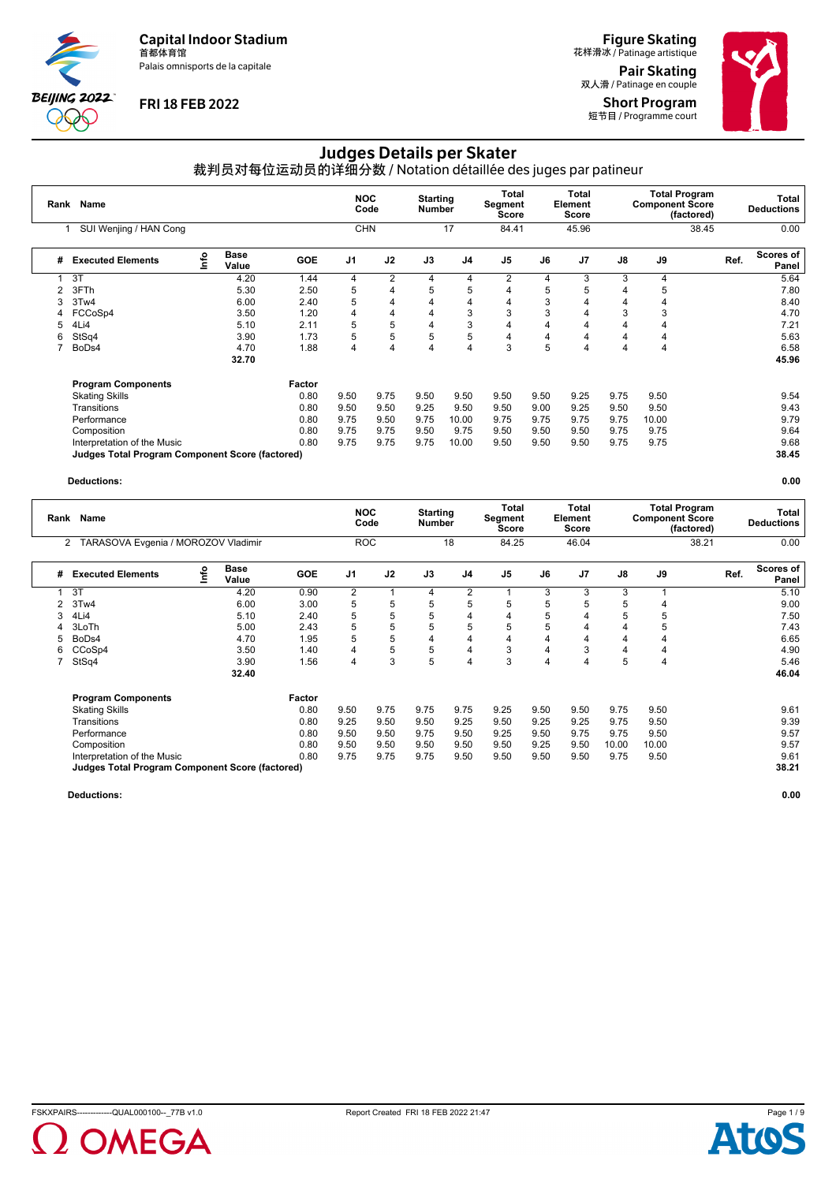Capital Indoor Stadium
首都体育馆
Palais omnisports de la capitale

FRI 18 FEB 2022

Figure Skating
花样滑冰 / Patinage artistique

Pair Skating
双人滑 / Patinage en couple

Short Program
短节目 / Programme court

# Judges Details per Skater

## 裁判员对每位运动员的详细分数 / Notation détaillée des juges par patineur

| Rank | Name | NOC Code | Starting Number | Total Segment Score | Total Element Score | Total Program Component Score (factored) | Total Deductions |
|---|---|---|---|---|---|---|---|
| 1 | SUI Wenjing / HAN Cong | CHN | 17 | 84.41 | 45.96 | 38.45 | 0.00 |

| # | Executed Elements | Info | Base Value | GOE | J1 | J2 | J3 | J4 | J5 | J6 | J7 | J8 | J9 | Ref. | Scores of Panel |
|---|---|---|---|---|---|---|---|---|---|---|---|---|---|---|---|
| 1 | 3T | | 4.20 | 1.44 | 4 | 2 | 4 | 4 | 2 | 4 | 3 | 3 | 4 | | 5.64 |
| 2 | 3FTh | | 5.30 | 2.50 | 5 | 4 | 5 | 5 | 4 | 5 | 5 | 4 | 5 | | 7.80 |
| 3 | 3Tw4 | | 6.00 | 2.40 | 5 | 4 | 4 | 4 | 4 | 3 | 4 | 4 | 4 | | 8.40 |
| 4 | FCCoSp4 | | 3.50 | 1.20 | 4 | 4 | 4 | 3 | 3 | 3 | 4 | 3 | 3 | | 4.70 |
| 5 | 4Li4 | | 5.10 | 2.11 | 5 | 5 | 4 | 3 | 4 | 4 | 4 | 4 | 4 | | 7.21 |
| 6 | StSq4 | | 3.90 | 1.73 | 5 | 5 | 5 | 5 | 4 | 4 | 4 | 4 | 4 | | 5.63 |
| 7 | BoDs4 | | 4.70 | 1.88 | 4 | 4 | 4 | 4 | 3 | 5 | 4 | 4 | 4 | | 6.58 |
| | | | 32.70 | | | | | | | | | | | | 45.96 |

| Program Components | Factor | J1 | J2 | J3 | J4 | J5 | J6 | J7 | J8 | J9 | Scores of Panel |
|---|---|---|---|---|---|---|---|---|---|---|---|
| Skating Skills | 0.80 | 9.50 | 9.75 | 9.50 | 9.50 | 9.50 | 9.50 | 9.25 | 9.75 | 9.50 | 9.54 |
| Transitions | 0.80 | 9.50 | 9.50 | 9.25 | 9.50 | 9.50 | 9.00 | 9.25 | 9.50 | 9.50 | 9.43 |
| Performance | 0.80 | 9.75 | 9.50 | 9.75 | 10.00 | 9.75 | 9.75 | 9.75 | 9.75 | 10.00 | 9.79 |
| Composition | 0.80 | 9.75 | 9.75 | 9.50 | 9.75 | 9.50 | 9.50 | 9.50 | 9.75 | 9.75 | 9.64 |
| Interpretation of the Music | 0.80 | 9.75 | 9.75 | 9.75 | 10.00 | 9.50 | 9.50 | 9.50 | 9.75 | 9.75 | 9.68 |
| **Judges Total Program Component Score (factored)** | | | | | | | | | | | **38.45** |

**Deductions:** **0.00**

| Rank | Name | NOC Code | Starting Number | Total Segment Score | Total Element Score | Total Program Component Score (factored) | Total Deductions |
|---|---|---|---|---|---|---|---|
| 2 | TARASOVA Evgenia / MOROZOV Vladimir | ROC | 18 | 84.25 | 46.04 | 38.21 | 0.00 |

| # | Executed Elements | Info | Base Value | GOE | J1 | J2 | J3 | J4 | J5 | J6 | J7 | J8 | J9 | Ref. | Scores of Panel |
|---|---|---|---|---|---|---|---|---|---|---|---|---|---|---|---|
| 1 | 3T | | 4.20 | 0.90 | 2 | 1 | 4 | 2 | 1 | 3 | 3 | 3 | 1 | | 5.10 |
| 2 | 3Tw4 | | 6.00 | 3.00 | 5 | 5 | 5 | 5 | 5 | 5 | 5 | 5 | 4 | | 9.00 |
| 3 | 4Li4 | | 5.10 | 2.40 | 5 | 5 | 5 | 4 | 4 | 5 | 4 | 5 | 5 | | 7.50 |
| 4 | 3LoTh | | 5.00 | 2.43 | 5 | 5 | 5 | 5 | 5 | 5 | 4 | 4 | 5 | | 7.43 |
| 5 | BoDs4 | | 4.70 | 1.95 | 5 | 5 | 4 | 4 | 4 | 4 | 4 | 4 | 4 | | 6.65 |
| 6 | CCoSp4 | | 3.50 | 1.40 | 4 | 5 | 5 | 4 | 3 | 4 | 3 | 4 | 4 | | 4.90 |
| 7 | StSq4 | | 3.90 | 1.56 | 4 | 3 | 5 | 4 | 3 | 4 | 4 | 5 | 4 | | 5.46 |
| | | | 32.40 | | | | | | | | | | | | 46.04 |

| Program Components | Factor | J1 | J2 | J3 | J4 | J5 | J6 | J7 | J8 | J9 | Scores of Panel |
|---|---|---|---|---|---|---|---|---|---|---|---|
| Skating Skills | 0.80 | 9.50 | 9.75 | 9.75 | 9.75 | 9.25 | 9.50 | 9.50 | 9.75 | 9.50 | 9.61 |
| Transitions | 0.80 | 9.25 | 9.50 | 9.50 | 9.25 | 9.50 | 9.25 | 9.25 | 9.75 | 9.50 | 9.39 |
| Performance | 0.80 | 9.50 | 9.50 | 9.75 | 9.50 | 9.25 | 9.50 | 9.75 | 9.75 | 9.50 | 9.57 |
| Composition | 0.80 | 9.50 | 9.50 | 9.50 | 9.50 | 9.50 | 9.25 | 9.50 | 10.00 | 10.00 | 9.57 |
| Interpretation of the Music | 0.80 | 9.75 | 9.75 | 9.75 | 9.50 | 9.50 | 9.50 | 9.50 | 9.75 | 9.50 | 9.61 |
| **Judges Total Program Component Score (factored)** | | | | | | | | | | | **38.21** |

**Deductions:** **0.00**

FSKXPAIRS-------------QUAL000100--_77B v1.0 Report Created FRI 18 FEB 2022 21:47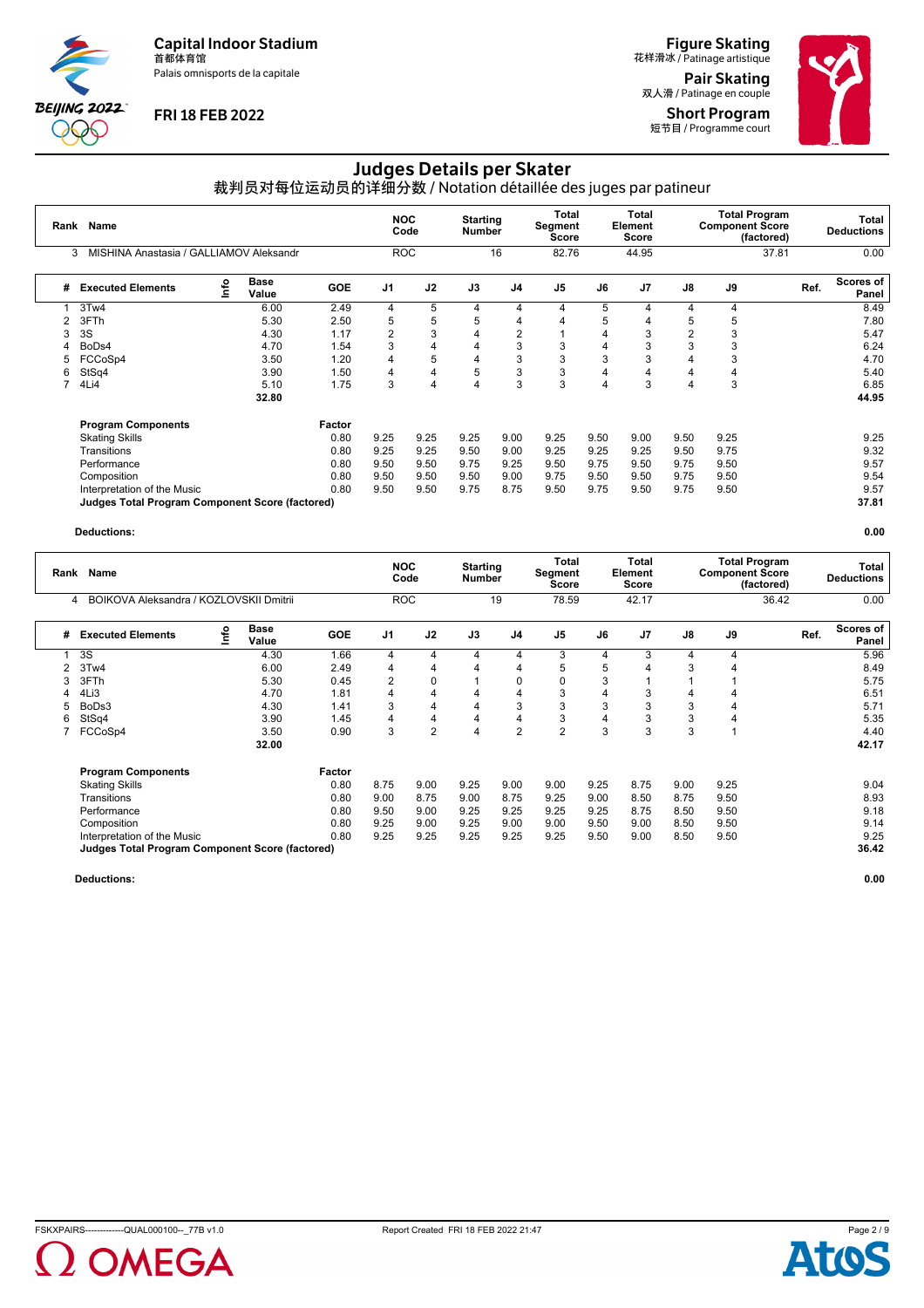Capital Indoor Stadium
首都体育馆
Palais omnisports de la capitale

FRI 18 FEB 2022

Figure Skating
花样滑冰 / Patinage artistique

Pair Skating
双人滑 / Patinage en couple

Short Program
短节目 / Programme court

# Judges Details per Skater

## 裁判员对每位运动员的详细分数 / Notation détaillée des juges par patineur

| Rank | Name | NOC Code | Starting Number | Total Segment Score | Total Element Score | Total Program Component Score (factored) | Total Deductions |
|---|---|---|---|---|---|---|---|
| 3 | MISHINA Anastasia / GALLIAMOV Aleksandr | ROC | 16 | 82.76 | 44.95 | 37.81 | 0.00 |

| # | Executed Elements | Info | Base Value | GOE | J1 | J2 | J3 | J4 | J5 | J6 | J7 | J8 | J9 | Ref. | Scores of Panel |
|---|---|---|---|---|---|---|---|---|---|---|---|---|---|---|---|
| 1 | 3Tw4 | | 6.00 | 2.49 | 4 | 5 | 4 | 4 | 4 | 5 | 4 | 4 | 4 | | 8.49 |
| 2 | 3FTh | | 5.30 | 2.50 | 5 | 5 | 5 | 4 | 4 | 5 | 4 | 5 | 5 | | 7.80 |
| 3 | 3S | | 4.30 | 1.17 | 2 | 3 | 4 | 2 | 1 | 4 | 3 | 2 | 3 | | 5.47 |
| 4 | BoDs4 | | 4.70 | 1.54 | 3 | 4 | 4 | 3 | 3 | 4 | 3 | 3 | 3 | | 6.24 |
| 5 | FCCoSp4 | | 3.50 | 1.20 | 4 | 5 | 4 | 3 | 3 | 3 | 3 | 4 | 3 | | 4.70 |
| 6 | StSq4 | | 3.90 | 1.50 | 4 | 4 | 5 | 3 | 3 | 4 | 4 | 4 | 4 | | 5.40 |
| 7 | 4Li4 | | 5.10 | 1.75 | 3 | 4 | 4 | 3 | 3 | 4 | 3 | 4 | 3 | | 6.85 |
| | | | 32.80 | | | | | | | | | | | | 44.95 |

| Program Components | Factor | J1 | J2 | J3 | J4 | J5 | J6 | J7 | J8 | J9 | Ref. | Scores of Panel |
|---|---|---|---|---|---|---|---|---|---|---|---|---|
| Skating Skills | 0.80 | 9.25 | 9.25 | 9.25 | 9.00 | 9.25 | 9.50 | 9.00 | 9.50 | 9.25 | | 9.25 |
| Transitions | 0.80 | 9.25 | 9.25 | 9.50 | 9.00 | 9.25 | 9.25 | 9.25 | 9.50 | 9.75 | | 9.32 |
| Performance | 0.80 | 9.50 | 9.50 | 9.75 | 9.25 | 9.50 | 9.75 | 9.50 | 9.75 | 9.50 | | 9.57 |
| Composition | 0.80 | 9.50 | 9.50 | 9.50 | 9.00 | 9.75 | 9.50 | 9.50 | 9.75 | 9.50 | | 9.54 |
| Interpretation of the Music | 0.80 | 9.50 | 9.50 | 9.75 | 8.75 | 9.50 | 9.75 | 9.50 | 9.75 | 9.50 | | 9.57 |
| **Judges Total Program Component Score (factored)** | | | | | | | | | | | | **37.81** |

**Deductions:** **0.00**

| Rank | Name | NOC Code | Starting Number | Total Segment Score | Total Element Score | Total Program Component Score (factored) | Total Deductions |
|---|---|---|---|---|---|---|---|
| 4 | BOIKOVA Aleksandra / KOZLOVSKII Dmitrii | ROC | 19 | 78.59 | 42.17 | 36.42 | 0.00 |

| # | Executed Elements | Info | Base Value | GOE | J1 | J2 | J3 | J4 | J5 | J6 | J7 | J8 | J9 | Ref. | Scores of Panel |
|---|---|---|---|---|---|---|---|---|---|---|---|---|---|---|---|
| 1 | 3S | | 4.30 | 1.66 | 4 | 4 | 4 | 4 | 3 | 4 | 3 | 4 | 4 | | 5.96 |
| 2 | 3Tw4 | | 6.00 | 2.49 | 4 | 4 | 4 | 4 | 5 | 5 | 4 | 3 | 4 | | 8.49 |
| 3 | 3FTh | | 5.30 | 0.45 | 2 | 0 | 1 | 0 | 0 | 3 | 1 | 1 | 1 | | 5.75 |
| 4 | 4Li3 | | 4.70 | 1.81 | 4 | 4 | 4 | 4 | 3 | 4 | 3 | 4 | 4 | | 6.51 |
| 5 | BoDs3 | | 4.30 | 1.41 | 3 | 4 | 4 | 3 | 3 | 3 | 3 | 3 | 4 | | 5.71 |
| 6 | StSq4 | | 3.90 | 1.45 | 4 | 4 | 4 | 4 | 3 | 4 | 3 | 3 | 4 | | 5.35 |
| 7 | FCCoSp4 | | 3.50 | 0.90 | 3 | 2 | 4 | 2 | 2 | 3 | 3 | 3 | 1 | | 4.40 |
| | | | 32.00 | | | | | | | | | | | | 42.17 |

| Program Components | Factor | J1 | J2 | J3 | J4 | J5 | J6 | J7 | J8 | J9 | Ref. | Scores of Panel |
|---|---|---|---|---|---|---|---|---|---|---|---|---|
| Skating Skills | 0.80 | 8.75 | 9.00 | 9.25 | 9.00 | 9.00 | 9.25 | 8.75 | 9.00 | 9.25 | | 9.04 |
| Transitions | 0.80 | 9.00 | 8.75 | 9.00 | 8.75 | 9.25 | 9.00 | 8.50 | 8.75 | 9.50 | | 8.93 |
| Performance | 0.80 | 9.50 | 9.00 | 9.25 | 9.25 | 9.25 | 9.25 | 8.75 | 8.50 | 9.50 | | 9.18 |
| Composition | 0.80 | 9.25 | 9.00 | 9.25 | 9.00 | 9.00 | 9.50 | 9.00 | 8.50 | 9.50 | | 9.14 |
| Interpretation of the Music | 0.80 | 9.25 | 9.25 | 9.25 | 9.25 | 9.25 | 9.50 | 9.00 | 8.50 | 9.50 | | 9.25 |
| **Judges Total Program Component Score (factored)** | | | | | | | | | | | | **36.42** |

**Deductions:** **0.00**

FSKXPAIRS-------------QUAL000100--_77B v1.0 Report Created FRI 18 FEB 2022 21:47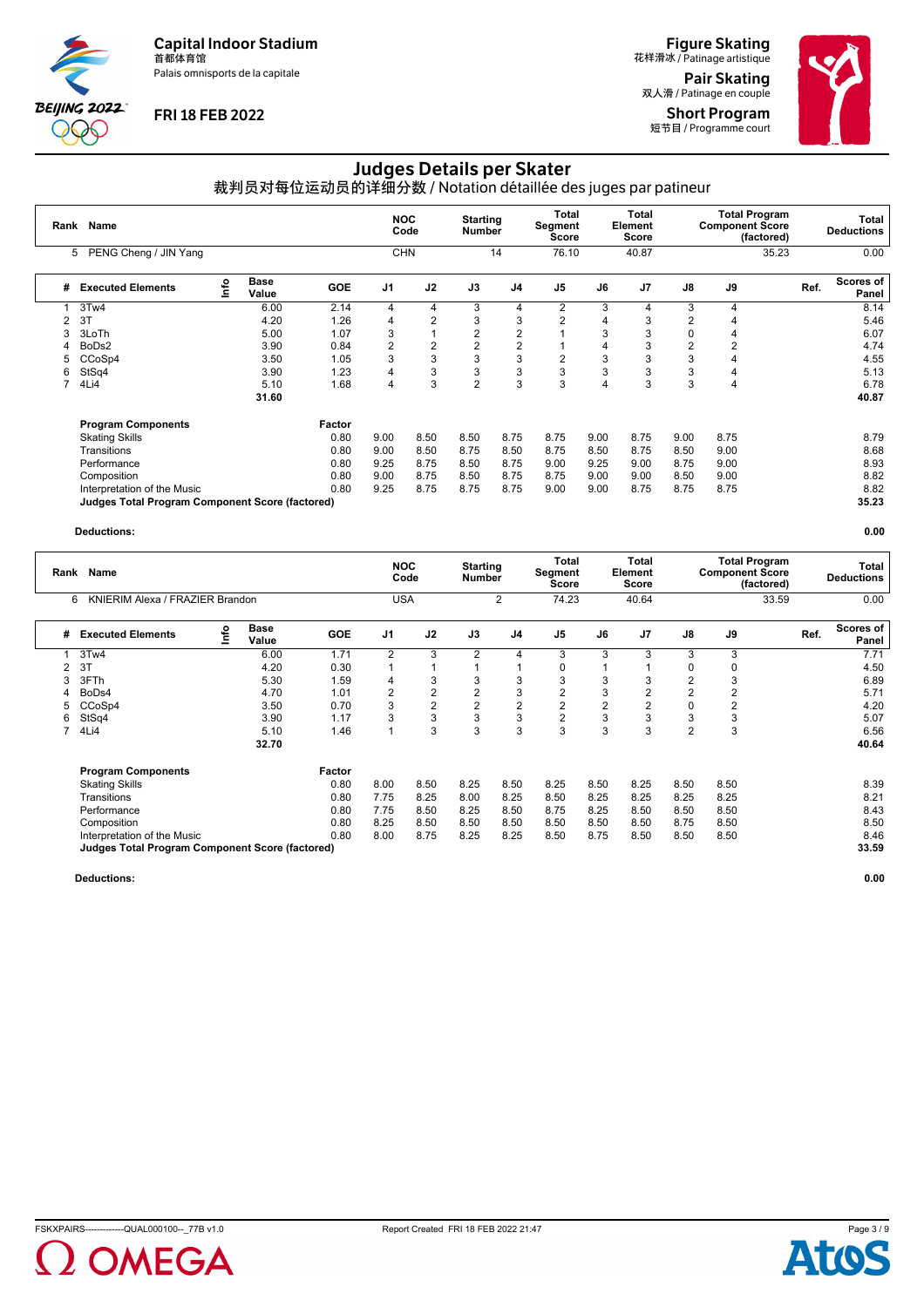# Judges Details per Skater

裁判员对每位运动员的详细分数 / Notation détaillée des juges par patineur

Capital Indoor Stadium
首都体育馆
Palais omnisports de la capitale

FRI 18 FEB 2022

Figure Skating
花样滑冰 / Patinage artistique
Pair Skating
双人滑 / Patinage en couple
Short Program
短节目 / Programme court

| Rank | Name | NOC Code | Starting Number | Total Segment Score | Total Element Score | Total Program Component Score (factored) | Total Deductions |
|---|---|---|---|---|---|---|---|
| 5 | PENG Cheng / JIN Yang | CHN | 14 | 76.10 | 40.87 | 35.23 | 0.00 |

| # | Executed Elements | Info | Base Value | GOE | J1 | J2 | J3 | J4 | J5 | J6 | J7 | J8 | J9 | Ref. | Scores of Panel |
|---|---|---|---|---|---|---|---|---|---|---|---|---|---|---|---|
| 1 | 3Tw4 | | 6.00 | 2.14 | 4 | 4 | 3 | 4 | 2 | 3 | 4 | 3 | 4 | | 8.14 |
| 2 | 3T | | 4.20 | 1.26 | 4 | 2 | 3 | 3 | 2 | 4 | 3 | 2 | 4 | | 5.46 |
| 3 | 3LoTh | | 5.00 | 1.07 | 3 | 1 | 2 | 2 | 1 | 3 | 3 | 0 | 4 | | 6.07 |
| 4 | BoDs2 | | 3.90 | 0.84 | 2 | 2 | 2 | 2 | 1 | 4 | 3 | 2 | 2 | | 4.74 |
| 5 | CCoSp4 | | 3.50 | 1.05 | 3 | 3 | 3 | 3 | 2 | 3 | 3 | 3 | 4 | | 4.55 |
| 6 | StSq4 | | 3.90 | 1.23 | 4 | 3 | 3 | 3 | 3 | 3 | 3 | 3 | 4 | | 5.13 |
| 7 | 4Li4 | | 5.10 | 1.68 | 4 | 3 | 2 | 3 | 3 | 4 | 3 | 3 | 4 | | 6.78 |
| | | | 31.60 | | | | | | | | | | | | 40.87 |

| Program Components | Factor | J1 | J2 | J3 | J4 | J5 | J6 | J7 | J8 | J9 | Ref. | Scores of Panel |
|---|---|---|---|---|---|---|---|---|---|---|---|---|
| Skating Skills | 0.80 | 9.00 | 8.50 | 8.50 | 8.75 | 8.75 | 9.00 | 8.75 | 9.00 | 8.75 | | 8.79 |
| Transitions | 0.80 | 9.00 | 8.50 | 8.75 | 8.50 | 8.75 | 8.50 | 8.75 | 8.50 | 9.00 | | 8.68 |
| Performance | 0.80 | 9.25 | 8.75 | 8.50 | 8.75 | 9.00 | 9.25 | 9.00 | 8.75 | 9.00 | | 8.93 |
| Composition | 0.80 | 9.00 | 8.75 | 8.50 | 8.75 | 8.75 | 9.00 | 9.00 | 8.50 | 9.00 | | 8.82 |
| Interpretation of the Music | 0.80 | 9.25 | 8.75 | 8.75 | 8.75 | 9.00 | 9.00 | 8.75 | 8.75 | 8.75 | | 8.82 |
| **Judges Total Program Component Score (factored)** | | | | | | | | | | | | **35.23** |

**Deductions:** **0.00**

| Rank | Name | NOC Code | Starting Number | Total Segment Score | Total Element Score | Total Program Component Score (factored) | Total Deductions |
|---|---|---|---|---|---|---|---|
| 6 | KNIERIM Alexa / FRAZIER Brandon | USA | 2 | 74.23 | 40.64 | 33.59 | 0.00 |

| # | Executed Elements | Info | Base Value | GOE | J1 | J2 | J3 | J4 | J5 | J6 | J7 | J8 | J9 | Ref. | Scores of Panel |
|---|---|---|---|---|---|---|---|---|---|---|---|---|---|---|---|
| 1 | 3Tw4 | | 6.00 | 1.71 | 2 | 3 | 2 | 4 | 3 | 3 | 3 | 3 | 3 | | 7.71 |
| 2 | 3T | | 4.20 | 0.30 | 1 | 1 | 1 | 1 | 0 | 1 | 1 | 0 | 0 | | 4.50 |
| 3 | 3FTh | | 5.30 | 1.59 | 4 | 3 | 3 | 3 | 3 | 3 | 3 | 2 | 3 | | 6.89 |
| 4 | BoDs4 | | 4.70 | 1.01 | 2 | 2 | 2 | 3 | 2 | 3 | 2 | 2 | 2 | | 5.71 |
| 5 | CCoSp4 | | 3.50 | 0.70 | 3 | 2 | 2 | 2 | 2 | 2 | 2 | 0 | 2 | | 4.20 |
| 6 | StSq4 | | 3.90 | 1.17 | 3 | 3 | 3 | 3 | 2 | 3 | 3 | 3 | 3 | | 5.07 |
| 7 | 4Li4 | | 5.10 | 1.46 | 1 | 3 | 3 | 3 | 3 | 3 | 3 | 2 | 3 | | 6.56 |
| | | | 32.70 | | | | | | | | | | | | 40.64 |

| Program Components | Factor | J1 | J2 | J3 | J4 | J5 | J6 | J7 | J8 | J9 | Ref. | Scores of Panel |
|---|---|---|---|---|---|---|---|---|---|---|---|---|
| Skating Skills | 0.80 | 8.00 | 8.50 | 8.25 | 8.50 | 8.25 | 8.50 | 8.25 | 8.50 | 8.50 | | 8.39 |
| Transitions | 0.80 | 7.75 | 8.25 | 8.00 | 8.25 | 8.50 | 8.25 | 8.25 | 8.25 | 8.25 | | 8.21 |
| Performance | 0.80 | 7.75 | 8.50 | 8.25 | 8.50 | 8.75 | 8.25 | 8.50 | 8.50 | 8.50 | | 8.43 |
| Composition | 0.80 | 8.25 | 8.50 | 8.50 | 8.50 | 8.50 | 8.50 | 8.50 | 8.75 | 8.50 | | 8.50 |
| Interpretation of the Music | 0.80 | 8.00 | 8.75 | 8.25 | 8.25 | 8.50 | 8.75 | 8.50 | 8.50 | 8.50 | | 8.46 |
| **Judges Total Program Component Score (factored)** | | | | | | | | | | | | **33.59** |

**Deductions:** **0.00**

FSKXPAIRS-------------QUAL000100--_77B v1.0 Report Created FRI 18 FEB 2022 21:47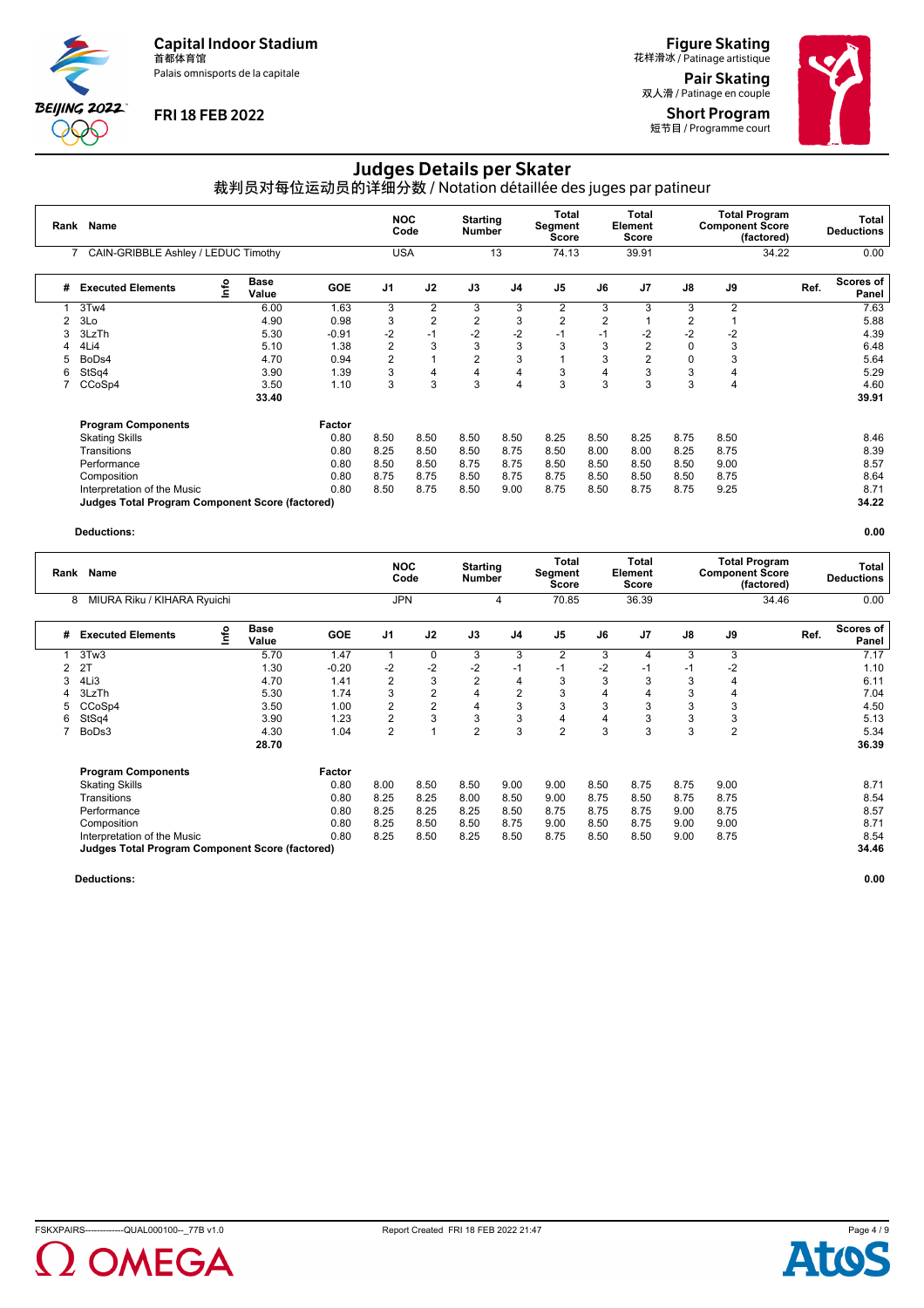Capital Indoor Stadium
首都体育馆
Palais omnisports de la capitale

FRI 18 FEB 2022

Figure Skating
花样滑冰 / Patinage artistique

Pair Skating
双人滑 / Patinage en couple

Short Program
短节目 / Programme court

# Judges Details per Skater

## 裁判员对每位运动员的详细分数 / Notation détaillée des juges par patineur

| Rank | Name | NOC Code | Starting Number | Total Segment Score | Total Element Score | Total Program Component Score (factored) | Total Deductions |
|---|---|---|---|---|---|---|---|
| 7 | CAIN-GRIBBLE Ashley / LEDUC Timothy | USA | 13 | 74.13 | 39.91 | 34.22 | 0.00 |

| # | Executed Elements | Info | Base Value | GOE | J1 | J2 | J3 | J4 | J5 | J6 | J7 | J8 | J9 | Ref. | Scores of Panel |
|---|---|---|---|---|---|---|---|---|---|---|---|---|---|---|---|
| 1 | 3Tw4 | | 6.00 | 1.63 | 3 | 2 | 3 | 3 | 2 | 3 | 3 | 3 | 2 | | 7.63 |
| 2 | 3Lo | | 4.90 | 0.98 | 3 | 2 | 2 | 3 | 2 | 2 | 1 | 2 | 1 | | 5.88 |
| 3 | 3LzTh | | 5.30 | -0.91 | -2 | -1 | -2 | -2 | -1 | -1 | -2 | -2 | -2 | | 4.39 |
| 4 | 4Li4 | | 5.10 | 1.38 | 2 | 3 | 3 | 3 | 3 | 3 | 2 | 0 | 3 | | 6.48 |
| 5 | BoDs4 | | 4.70 | 0.94 | 2 | 1 | 2 | 3 | 1 | 3 | 2 | 0 | 3 | | 5.64 |
| 6 | StSq4 | | 3.90 | 1.39 | 3 | 4 | 4 | 4 | 3 | 4 | 3 | 3 | 4 | | 5.29 |
| 7 | CCoSp4 | | 3.50 | 1.10 | 3 | 3 | 3 | 4 | 3 | 3 | 3 | 3 | 4 | | 4.60 |
| | | | 33.40 | | | | | | | | | | | | 39.91 |

| Program Components | Factor | J1 | J2 | J3 | J4 | J5 | J6 | J7 | J8 | J9 | | Scores of Panel |
|---|---|---|---|---|---|---|---|---|---|---|---|---|
| Skating Skills | 0.80 | 8.50 | 8.50 | 8.50 | 8.50 | 8.25 | 8.50 | 8.25 | 8.75 | 8.50 | | 8.46 |
| Transitions | 0.80 | 8.25 | 8.50 | 8.50 | 8.75 | 8.50 | 8.00 | 8.00 | 8.25 | 8.75 | | 8.39 |
| Performance | 0.80 | 8.50 | 8.50 | 8.75 | 8.75 | 8.50 | 8.50 | 8.50 | 8.50 | 9.00 | | 8.57 |
| Composition | 0.80 | 8.75 | 8.75 | 8.50 | 8.75 | 8.75 | 8.50 | 8.50 | 8.50 | 8.75 | | 8.64 |
| Interpretation of the Music | 0.80 | 8.50 | 8.75 | 8.50 | 9.00 | 8.75 | 8.50 | 8.75 | 8.75 | 9.25 | | 8.71 |
| **Judges Total Program Component Score (factored)** | | | | | | | | | | | | **34.22** |

**Deductions:** **0.00**

| Rank | Name | NOC Code | Starting Number | Total Segment Score | Total Element Score | Total Program Component Score (factored) | Total Deductions |
|---|---|---|---|---|---|---|---|
| 8 | MIURA Riku / KIHARA Ryuichi | JPN | 4 | 70.85 | 36.39 | 34.46 | 0.00 |

| # | Executed Elements | Info | Base Value | GOE | J1 | J2 | J3 | J4 | J5 | J6 | J7 | J8 | J9 | Ref. | Scores of Panel |
|---|---|---|---|---|---|---|---|---|---|---|---|---|---|---|---|
| 1 | 3Tw3 | | 5.70 | 1.47 | 1 | 0 | 3 | 3 | 2 | 3 | 4 | 3 | 3 | | 7.17 |
| 2 | 2T | | 1.30 | -0.20 | -2 | -2 | -2 | -1 | -1 | -2 | -1 | -1 | -2 | | 1.10 |
| 3 | 4Li3 | | 4.70 | 1.41 | 2 | 3 | 2 | 4 | 3 | 3 | 3 | 3 | 4 | | 6.11 |
| 4 | 3LzTh | | 5.30 | 1.74 | 3 | 2 | 4 | 2 | 3 | 4 | 4 | 3 | 4 | | 7.04 |
| 5 | CCoSp4 | | 3.50 | 1.00 | 2 | 2 | 4 | 3 | 3 | 3 | 3 | 3 | 3 | | 4.50 |
| 6 | StSq4 | | 3.90 | 1.23 | 2 | 3 | 3 | 3 | 4 | 4 | 3 | 3 | 3 | | 5.13 |
| 7 | BoDs3 | | 4.30 | 1.04 | 2 | 1 | 2 | 3 | 2 | 3 | 3 | 3 | 2 | | 5.34 |
| | | | 28.70 | | | | | | | | | | | | 36.39 |

| Program Components | Factor | J1 | J2 | J3 | J4 | J5 | J6 | J7 | J8 | J9 | | Scores of Panel |
|---|---|---|---|---|---|---|---|---|---|---|---|---|
| Skating Skills | 0.80 | 8.00 | 8.50 | 8.50 | 9.00 | 9.00 | 8.50 | 8.75 | 8.75 | 9.00 | | 8.71 |
| Transitions | 0.80 | 8.25 | 8.25 | 8.00 | 8.50 | 9.00 | 8.75 | 8.50 | 8.75 | 8.75 | | 8.54 |
| Performance | 0.80 | 8.25 | 8.25 | 8.25 | 8.50 | 8.75 | 8.75 | 8.75 | 9.00 | 8.75 | | 8.57 |
| Composition | 0.80 | 8.25 | 8.50 | 8.50 | 8.75 | 9.00 | 8.50 | 8.75 | 9.00 | 9.00 | | 8.71 |
| Interpretation of the Music | 0.80 | 8.25 | 8.50 | 8.25 | 8.50 | 8.75 | 8.50 | 8.50 | 9.00 | 8.75 | | 8.54 |
| **Judges Total Program Component Score (factored)** | | | | | | | | | | | | **34.46** |

**Deductions:** **0.00**

FSKXPAIRS-------------QUAL000100--_77B v1.0 Report Created FRI 18 FEB 2022 21:47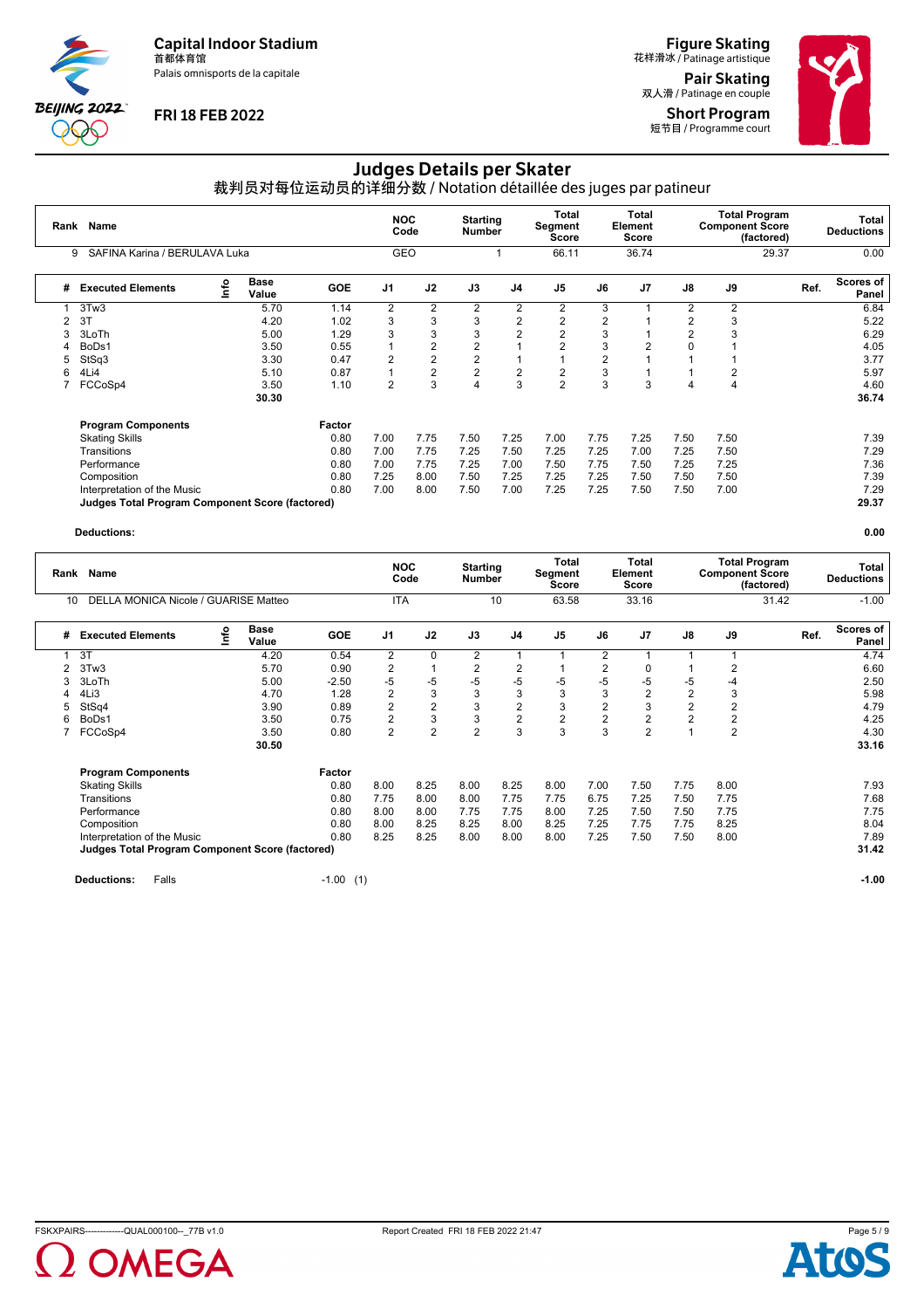Capital Indoor Stadium
首都体育馆
Palais omnisports de la capitale

FRI 18 FEB 2022

Figure Skating
花样滑冰 / Patinage artistique

Pair Skating
双人滑 / Patinage en couple

Short Program
短节目 / Programme court

# Judges Details per Skater

## 裁判员对每位运动员的详细分数 / Notation détaillée des juges par patineur

| Rank | Name | NOC Code | Starting Number | Total Segment Score | Total Element Score | Total Program Component Score (factored) | Total Deductions |
|---|---|---|---|---|---|---|---|
| 9 | SAFINA Karina / BERULAVA Luka | GEO | 1 | 66.11 | 36.74 | 29.37 | 0.00 |

| # | Executed Elements | Info | Base Value | GOE | J1 | J2 | J3 | J4 | J5 | J6 | J7 | J8 | J9 | Ref. | Scores of Panel |
|---|---|---|---|---|---|---|---|---|---|---|---|---|---|---|---|
| 1 | 3Tw3 | | 5.70 | 1.14 | 2 | 2 | 2 | 2 | 2 | 3 | 1 | 2 | 2 | | 6.84 |
| 2 | 3T | | 4.20 | 1.02 | 3 | 3 | 3 | 2 | 2 | 2 | 1 | 2 | 3 | | 5.22 |
| 3 | 3LoTh | | 5.00 | 1.29 | 3 | 3 | 3 | 2 | 2 | 3 | 1 | 2 | 3 | | 6.29 |
| 4 | BoDs1 | | 3.50 | 0.55 | 1 | 2 | 2 | 1 | 2 | 3 | 2 | 0 | 1 | | 4.05 |
| 5 | StSq3 | | 3.30 | 0.47 | 2 | 2 | 2 | 1 | 1 | 2 | 1 | 1 | 1 | | 3.77 |
| 6 | 4Li4 | | 5.10 | 0.87 | 1 | 2 | 2 | 2 | 2 | 3 | 1 | 1 | 2 | | 5.97 |
| 7 | FCCoSp4 | | 3.50 | 1.10 | 2 | 3 | 4 | 3 | 2 | 3 | 3 | 4 | 4 | | 4.60 |
| | | | 30.30 | | | | | | | | | | | | 36.74 |

| Program Components | Factor | J1 | J2 | J3 | J4 | J5 | J6 | J7 | J8 | J9 | Scores of Panel |
|---|---|---|---|---|---|---|---|---|---|---|---|
| Skating Skills | 0.80 | 7.00 | 7.75 | 7.50 | 7.25 | 7.00 | 7.75 | 7.25 | 7.50 | 7.50 | 7.39 |
| Transitions | 0.80 | 7.00 | 7.75 | 7.25 | 7.50 | 7.25 | 7.25 | 7.00 | 7.25 | 7.50 | 7.29 |
| Performance | 0.80 | 7.00 | 7.75 | 7.25 | 7.00 | 7.50 | 7.75 | 7.50 | 7.25 | 7.25 | 7.36 |
| Composition | 0.80 | 7.25 | 8.00 | 7.50 | 7.25 | 7.25 | 7.25 | 7.50 | 7.50 | 7.50 | 7.39 |
| Interpretation of the Music | 0.80 | 7.00 | 8.00 | 7.50 | 7.00 | 7.25 | 7.25 | 7.50 | 7.50 | 7.00 | 7.29 |
| **Judges Total Program Component Score (factored)** | | | | | | | | | | | **29.37** |

**Deductions:** **0.00**

| Rank | Name | NOC Code | Starting Number | Total Segment Score | Total Element Score | Total Program Component Score (factored) | Total Deductions |
|---|---|---|---|---|---|---|---|
| 10 | DELLA MONICA Nicole / GUARISE Matteo | ITA | 10 | 63.58 | 33.16 | 31.42 | -1.00 |

| # | Executed Elements | Info | Base Value | GOE | J1 | J2 | J3 | J4 | J5 | J6 | J7 | J8 | J9 | Ref. | Scores of Panel |
|---|---|---|---|---|---|---|---|---|---|---|---|---|---|---|---|
| 1 | 3T | | 4.20 | 0.54 | 2 | 0 | 2 | 1 | 1 | 2 | 1 | 1 | 1 | | 4.74 |
| 2 | 3Tw3 | | 5.70 | 0.90 | 2 | 1 | 2 | 2 | 1 | 2 | 0 | 1 | 2 | | 6.60 |
| 3 | 3LoTh | | 5.00 | -2.50 | -5 | -5 | -5 | -5 | -5 | -5 | -5 | -5 | -4 | | 2.50 |
| 4 | 4Li3 | | 4.70 | 1.28 | 2 | 3 | 3 | 3 | 3 | 3 | 2 | 2 | 3 | | 5.98 |
| 5 | StSq4 | | 3.90 | 0.89 | 2 | 2 | 3 | 2 | 3 | 2 | 3 | 2 | 2 | | 4.79 |
| 6 | BoDs1 | | 3.50 | 0.75 | 2 | 3 | 3 | 2 | 2 | 2 | 2 | 2 | 2 | | 4.25 |
| 7 | FCCoSp4 | | 3.50 | 0.80 | 2 | 2 | 2 | 3 | 3 | 3 | 2 | 1 | 2 | | 4.30 |
| | | | 30.50 | | | | | | | | | | | | 33.16 |

| Program Components | Factor | J1 | J2 | J3 | J4 | J5 | J6 | J7 | J8 | J9 | Scores of Panel |
|---|---|---|---|---|---|---|---|---|---|---|---|
| Skating Skills | 0.80 | 8.00 | 8.25 | 8.00 | 8.25 | 8.00 | 7.00 | 7.50 | 7.75 | 8.00 | 7.93 |
| Transitions | 0.80 | 7.75 | 8.00 | 8.00 | 7.75 | 7.75 | 6.75 | 7.25 | 7.50 | 7.75 | 7.68 |
| Performance | 0.80 | 8.00 | 8.00 | 7.75 | 7.75 | 8.00 | 7.25 | 7.50 | 7.50 | 7.75 | 7.75 |
| Composition | 0.80 | 8.00 | 8.25 | 8.25 | 8.00 | 8.25 | 7.25 | 7.75 | 7.75 | 8.25 | 8.04 |
| Interpretation of the Music | 0.80 | 8.25 | 8.25 | 8.00 | 8.00 | 8.00 | 7.25 | 7.50 | 7.50 | 8.00 | 7.89 |
| **Judges Total Program Component Score (factored)** | | | | | | | | | | | **31.42** |

**Deductions:** Falls -1.00 (1) **-1.00**

FSKXPAIRS-------------QUAL000100--_77B v1.0 Report Created FRI 18 FEB 2022 21:47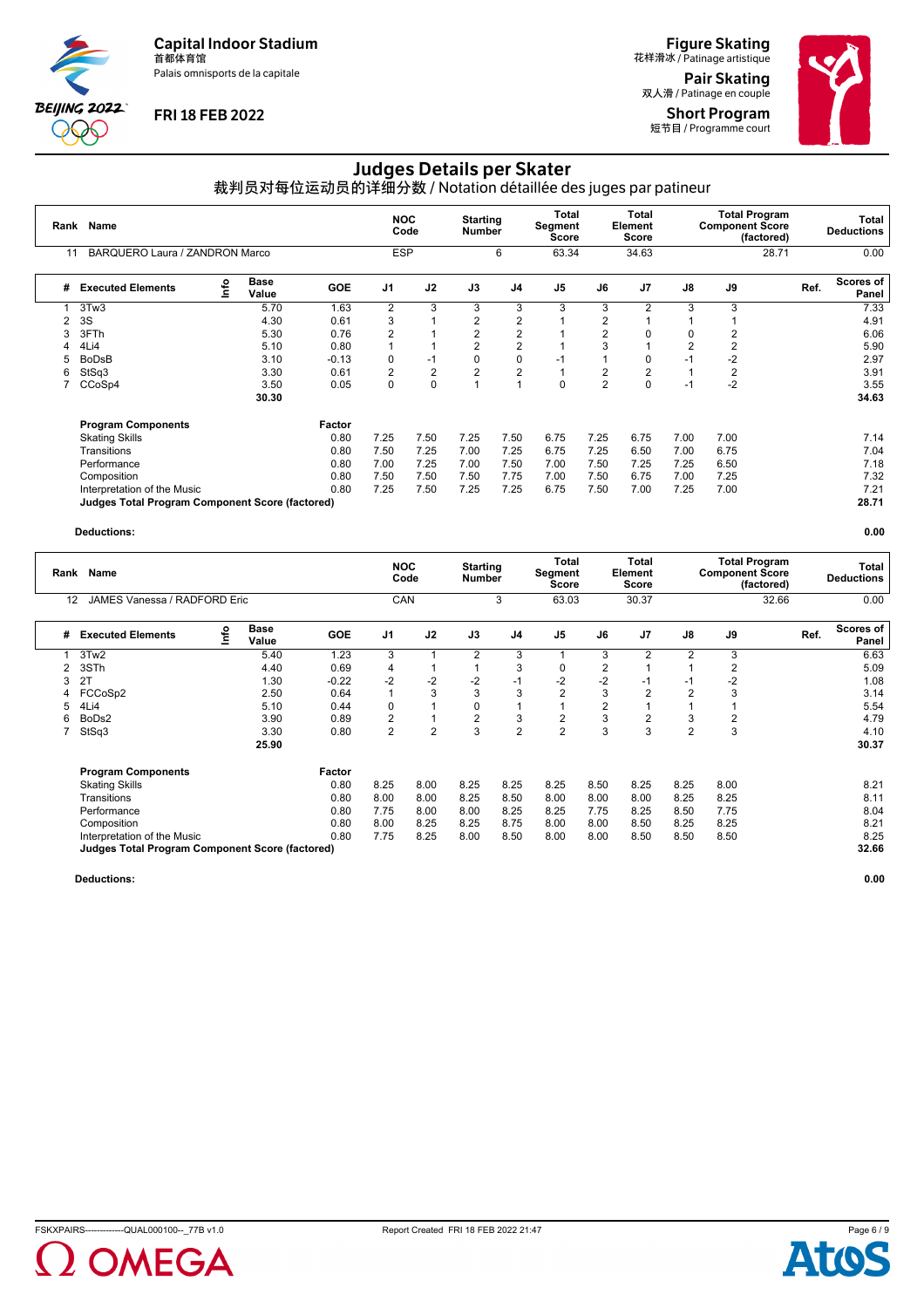Capital Indoor Stadium
首都体育馆
Palais omnisports de la capitale

FRI 18 FEB 2022

Figure Skating
花样滑冰 / Patinage artistique

Pair Skating
双人滑 / Patinage en couple

Short Program
短节目 / Programme court

# Judges Details per Skater
## 裁判员对每位运动员的详细分数 / Notation détaillée des juges par patineur

| Rank | Name | NOC Code | Starting Number | Total Segment Score | Total Element Score | Total Program Component Score (factored) | Total Deductions |
|---|---|---|---|---|---|---|---|
| 11 | BARQUERO Laura / ZANDRON Marco | ESP | 6 | 63.34 | 34.63 | 28.71 | 0.00 |

| # | Executed Elements | Info | Base Value | GOE | J1 | J2 | J3 | J4 | J5 | J6 | J7 | J8 | J9 | Ref. | Scores of Panel |
|---|---|---|---|---|---|---|---|---|---|---|---|---|---|---|---|
| 1 | 3Tw3 | | 5.70 | 1.63 | 2 | 3 | 3 | 3 | 3 | 3 | 2 | 3 | 3 | | 7.33 |
| 2 | 3S | | 4.30 | 0.61 | 3 | 1 | 2 | 2 | 1 | 2 | 1 | 1 | 1 | | 4.91 |
| 3 | 3FTh | | 5.30 | 0.76 | 2 | 1 | 2 | 2 | 1 | 2 | 0 | 0 | 2 | | 6.06 |
| 4 | 4Li4 | | 5.10 | 0.80 | 1 | 1 | 2 | 2 | 1 | 3 | 1 | 2 | 2 | | 5.90 |
| 5 | BoDsB | | 3.10 | -0.13 | 0 | -1 | 0 | 0 | -1 | 1 | 0 | -1 | -2 | | 2.97 |
| 6 | StSq3 | | 3.30 | 0.61 | 2 | 2 | 2 | 2 | 1 | 2 | 2 | 1 | 2 | | 3.91 |
| 7 | CCoSp4 | | 3.50 | 0.05 | 0 | 0 | 1 | 1 | 0 | 2 | 0 | -1 | -2 | | 3.55 |
| | | | 30.30 | | | | | | | | | | | | 34.63 |

| Program Components | Factor | J1 | J2 | J3 | J4 | J5 | J6 | J7 | J8 | J9 | | Scores of Panel |
|---|---|---|---|---|---|---|---|---|---|---|---|---|
| Skating Skills | 0.80 | 7.25 | 7.50 | 7.25 | 7.50 | 6.75 | 7.25 | 6.75 | 7.00 | 7.00 | | 7.14 |
| Transitions | 0.80 | 7.50 | 7.25 | 7.00 | 7.25 | 6.75 | 7.25 | 6.50 | 7.00 | 6.75 | | 7.04 |
| Performance | 0.80 | 7.00 | 7.25 | 7.00 | 7.50 | 7.00 | 7.50 | 7.25 | 7.25 | 6.50 | | 7.18 |
| Composition | 0.80 | 7.50 | 7.50 | 7.50 | 7.75 | 7.00 | 7.50 | 6.75 | 7.00 | 7.25 | | 7.32 |
| Interpretation of the Music | 0.80 | 7.25 | 7.50 | 7.25 | 7.25 | 6.75 | 7.50 | 7.00 | 7.25 | 7.00 | | 7.21 |
| **Judges Total Program Component Score (factored)** | | | | | | | | | | | | **28.71** |

**Deductions:** **0.00**

| Rank | Name | NOC Code | Starting Number | Total Segment Score | Total Element Score | Total Program Component Score (factored) | Total Deductions |
|---|---|---|---|---|---|---|---|
| 12 | JAMES Vanessa / RADFORD Eric | CAN | 3 | 63.03 | 30.37 | 32.66 | 0.00 |

| # | Executed Elements | Info | Base Value | GOE | J1 | J2 | J3 | J4 | J5 | J6 | J7 | J8 | J9 | Ref. | Scores of Panel |
|---|---|---|---|---|---|---|---|---|---|---|---|---|---|---|---|
| 1 | 3Tw2 | | 5.40 | 1.23 | 3 | 1 | 2 | 3 | 1 | 3 | 2 | 2 | 3 | | 6.63 |
| 2 | 3STh | | 4.40 | 0.69 | 4 | 1 | 1 | 3 | 0 | 2 | 1 | 1 | 2 | | 5.09 |
| 3 | 2T | | 1.30 | -0.22 | -2 | -2 | -2 | -1 | -2 | -2 | -1 | -1 | -2 | | 1.08 |
| 4 | FCCoSp2 | | 2.50 | 0.64 | 1 | 3 | 3 | 3 | 2 | 3 | 2 | 2 | 3 | | 3.14 |
| 5 | 4Li4 | | 5.10 | 0.44 | 0 | 1 | 0 | 1 | 1 | 2 | 1 | 1 | 1 | | 5.54 |
| 6 | BoDs2 | | 3.90 | 0.89 | 2 | 1 | 2 | 3 | 2 | 3 | 2 | 3 | 2 | | 4.79 |
| 7 | StSq3 | | 3.30 | 0.80 | 2 | 2 | 3 | 2 | 2 | 3 | 3 | 2 | 3 | | 4.10 |
| | | | 25.90 | | | | | | | | | | | | 30.37 |

| Program Components | Factor | J1 | J2 | J3 | J4 | J5 | J6 | J7 | J8 | J9 | | Scores of Panel |
|---|---|---|---|---|---|---|---|---|---|---|---|---|
| Skating Skills | 0.80 | 8.25 | 8.00 | 8.25 | 8.25 | 8.25 | 8.50 | 8.25 | 8.25 | 8.00 | | 8.21 |
| Transitions | 0.80 | 8.00 | 8.00 | 8.25 | 8.50 | 8.00 | 8.00 | 8.00 | 8.25 | 8.25 | | 8.11 |
| Performance | 0.80 | 7.75 | 8.00 | 8.00 | 8.25 | 8.25 | 7.75 | 8.25 | 8.50 | 7.75 | | 8.04 |
| Composition | 0.80 | 8.00 | 8.25 | 8.25 | 8.75 | 8.00 | 8.00 | 8.50 | 8.25 | 8.25 | | 8.21 |
| Interpretation of the Music | 0.80 | 7.75 | 8.25 | 8.00 | 8.50 | 8.00 | 8.00 | 8.50 | 8.50 | 8.50 | | 8.25 |
| **Judges Total Program Component Score (factored)** | | | | | | | | | | | | **32.66** |

**Deductions:** **0.00**

FSKXPAIRS-------------QUAL000100--_77B v1.0 Report Created FRI 18 FEB 2022 21:47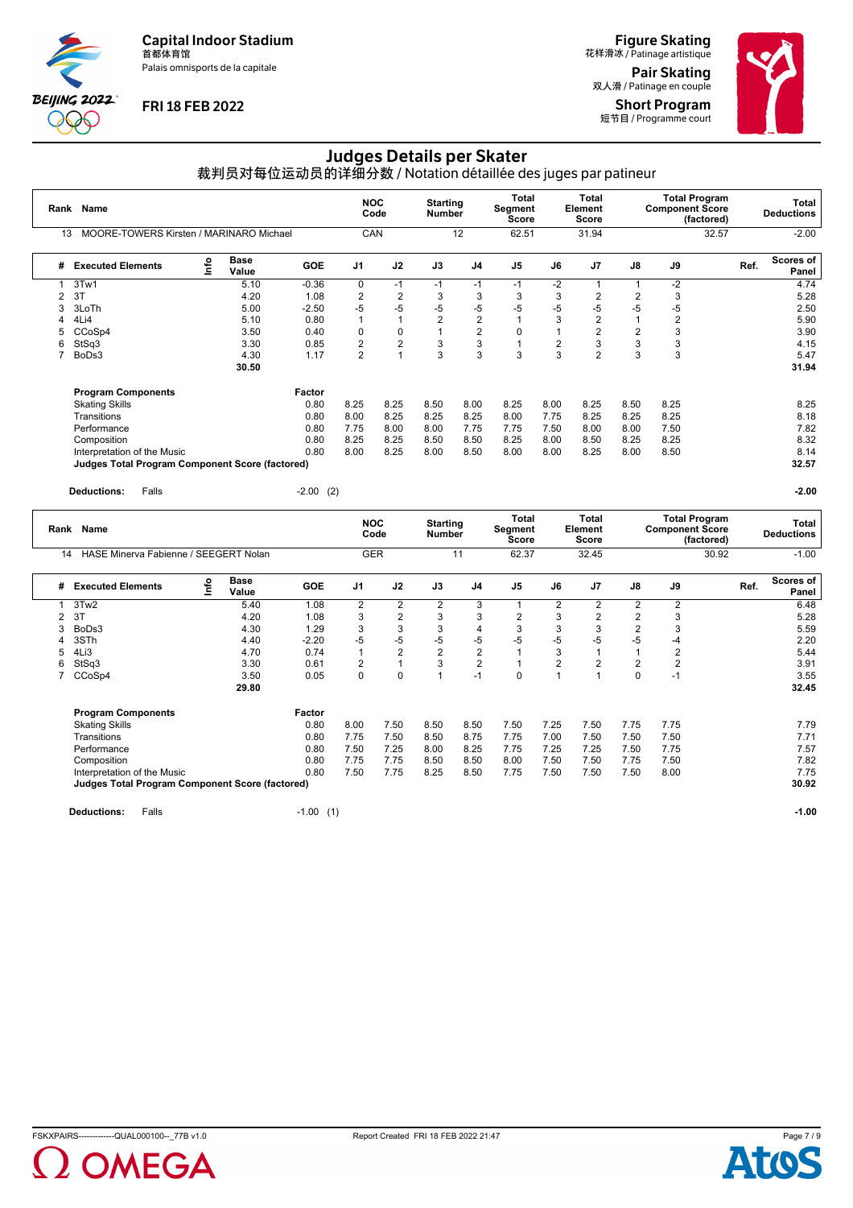Capital Indoor Stadium
首都体育馆
Palais omnisports de la capitale

FRI 18 FEB 2022

Figure Skating
花样滑冰 / Patinage artistique

Pair Skating
双人滑 / Patinage en couple

Short Program
短节目 / Programme court

# Judges Details per Skater

## 裁判员对每位运动员的详细分数 / Notation détaillée des juges par patineur

| Rank | Name | NOC Code | Starting Number | Total Segment Score | Total Element Score | Total Program Component Score (factored) | Total Deductions |
|---|---|---|---|---|---|---|---|
| 13 | MOORE-TOWERS Kirsten / MARINARO Michael | CAN | 12 | 62.51 | 31.94 | 32.57 | -2.00 |

| # | Executed Elements | Info | Base Value | GOE | J1 | J2 | J3 | J4 | J5 | J6 | J7 | J8 | J9 | Ref. | Scores of Panel |
|---|---|---|---|---|---|---|---|---|---|---|---|---|---|---|---|
| 1 | 3Tw1 | | 5.10 | -0.36 | 0 | -1 | -1 | -1 | -1 | -2 | 1 | 1 | -2 | | 4.74 |
| 2 | 3T | | 4.20 | 1.08 | 2 | 2 | 3 | 3 | 3 | 3 | 2 | 2 | 3 | | 5.28 |
| 3 | 3LoTh | | 5.00 | -2.50 | -5 | -5 | -5 | -5 | -5 | -5 | -5 | -5 | -5 | | 2.50 |
| 4 | 4Li4 | | 5.10 | 0.80 | 1 | 1 | 2 | 2 | 1 | 3 | 2 | 1 | 2 | | 5.90 |
| 5 | CCoSp4 | | 3.50 | 0.40 | 0 | 0 | 1 | 2 | 0 | 1 | 2 | 2 | 3 | | 3.90 |
| 6 | StSq3 | | 3.30 | 0.85 | 2 | 2 | 3 | 3 | 1 | 2 | 3 | 3 | 3 | | 4.15 |
| 7 | BoDs3 | | 4.30 | 1.17 | 2 | 1 | 3 | 3 | 3 | 3 | 2 | 3 | 3 | | 5.47 |
| | | | 30.50 | | | | | | | | | | | | 31.94 |

| Program Components | Factor | J1 | J2 | J3 | J4 | J5 | J6 | J7 | J8 | J9 | Scores of Panel |
|---|---|---|---|---|---|---|---|---|---|---|---|
| Skating Skills | 0.80 | 8.25 | 8.25 | 8.50 | 8.00 | 8.25 | 8.00 | 8.25 | 8.50 | 8.25 | 8.25 |
| Transitions | 0.80 | 8.00 | 8.25 | 8.25 | 8.25 | 8.00 | 7.75 | 8.25 | 8.25 | 8.25 | 8.18 |
| Performance | 0.80 | 7.75 | 8.00 | 8.00 | 7.75 | 7.75 | 7.50 | 8.00 | 8.00 | 7.50 | 7.82 |
| Composition | 0.80 | 8.25 | 8.25 | 8.50 | 8.50 | 8.25 | 8.00 | 8.50 | 8.25 | 8.25 | 8.32 |
| Interpretation of the Music | 0.80 | 8.00 | 8.25 | 8.00 | 8.50 | 8.00 | 8.00 | 8.25 | 8.00 | 8.50 | 8.14 |
| **Judges Total Program Component Score (factored)** | | | | | | | | | | | **32.57** |

**Deductions:** Falls -2.00 (2) **-2.00**

| Rank | Name | NOC Code | Starting Number | Total Segment Score | Total Element Score | Total Program Component Score (factored) | Total Deductions |
|---|---|---|---|---|---|---|---|
| 14 | HASE Minerva Fabienne / SEEGERT Nolan | GER | 11 | 62.37 | 32.45 | 30.92 | -1.00 |

| # | Executed Elements | Info | Base Value | GOE | J1 | J2 | J3 | J4 | J5 | J6 | J7 | J8 | J9 | Ref. | Scores of Panel |
|---|---|---|---|---|---|---|---|---|---|---|---|---|---|---|---|
| 1 | 3Tw2 | | 5.40 | 1.08 | 2 | 2 | 2 | 3 | 1 | 2 | 2 | 2 | 2 | | 6.48 |
| 2 | 3T | | 4.20 | 1.08 | 3 | 2 | 3 | 3 | 2 | 3 | 2 | 2 | 3 | | 5.28 |
| 3 | BoDs3 | | 4.30 | 1.29 | 3 | 3 | 3 | 4 | 3 | 3 | 3 | 2 | 3 | | 5.59 |
| 4 | 3STh | | 4.40 | -2.20 | -5 | -5 | -5 | -5 | -5 | -5 | -5 | -5 | -4 | | 2.20 |
| 5 | 4Li3 | | 4.70 | 0.74 | 1 | 2 | 2 | 2 | 1 | 3 | 1 | 1 | 2 | | 5.44 |
| 6 | StSq3 | | 3.30 | 0.61 | 2 | 1 | 3 | 2 | 1 | 2 | 2 | 2 | 2 | | 3.91 |
| 7 | CCoSp4 | | 3.50 | 0.05 | 0 | 0 | 1 | -1 | 0 | 1 | 1 | 0 | -1 | | 3.55 |
| | | | 29.80 | | | | | | | | | | | | 32.45 |

| Program Components | Factor | J1 | J2 | J3 | J4 | J5 | J6 | J7 | J8 | J9 | Scores of Panel |
|---|---|---|---|---|---|---|---|---|---|---|---|
| Skating Skills | 0.80 | 8.00 | 7.50 | 8.50 | 8.50 | 7.50 | 7.25 | 7.50 | 7.75 | 7.75 | 7.79 |
| Transitions | 0.80 | 7.75 | 7.50 | 8.50 | 8.75 | 7.75 | 7.00 | 7.50 | 7.50 | 7.50 | 7.71 |
| Performance | 0.80 | 7.50 | 7.25 | 8.00 | 8.25 | 7.75 | 7.25 | 7.25 | 7.50 | 7.75 | 7.57 |
| Composition | 0.80 | 7.75 | 7.75 | 8.50 | 8.50 | 8.00 | 7.50 | 7.50 | 7.75 | 7.50 | 7.82 |
| Interpretation of the Music | 0.80 | 7.50 | 7.75 | 8.25 | 8.50 | 7.75 | 7.50 | 7.50 | 7.50 | 8.00 | 7.75 |
| **Judges Total Program Component Score (factored)** | | | | | | | | | | | **30.92** |

**Deductions:** Falls -1.00 (1) **-1.00**

FSKXPAIRS-------------QUAL000100--_77B v1.0 Report Created FRI 18 FEB 2022 21:47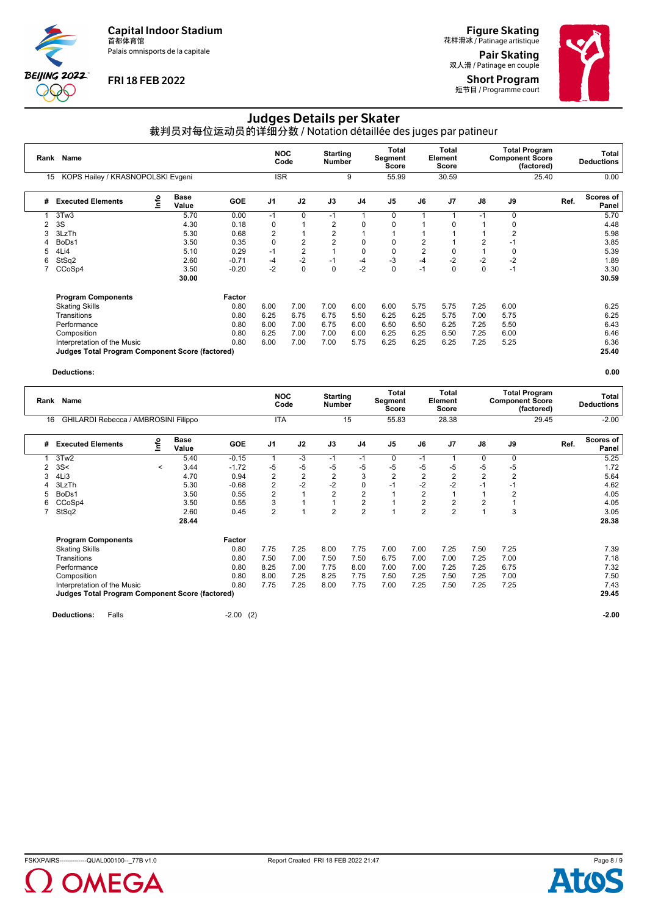Capital Indoor Stadium
首都体育馆
Palais omnisports de la capitale

FRI 18 FEB 2022

Figure Skating
花样滑冰 / Patinage artistique

Pair Skating
双人滑 / Patinage en couple

Short Program
短节目 / Programme court

# Judges Details per Skater
## 裁判员对每位运动员的详细分数 / Notation détaillée des juges par patineur

| Rank | Name | NOC Code | Starting Number | Total Segment Score | Total Element Score | Total Program Component Score (factored) | Total Deductions |
|---|---|---|---|---|---|---|---|
| 15 | KOPS Hailey / KRASNOPOLSKI Evgeni | ISR | 9 | 55.99 | 30.59 | 25.40 | 0.00 |

| # | Executed Elements | Info | Base Value | GOE | J1 | J2 | J3 | J4 | J5 | J6 | J7 | J8 | J9 | Ref. | Scores of Panel |
|---|---|---|---|---|---|---|---|---|---|---|---|---|---|---|---|
| 1 | 3Tw3 | | 5.70 | 0.00 | -1 | 0 | -1 | 1 | 0 | 1 | 1 | -1 | 0 | | 5.70 |
| 2 | 3S | | 4.30 | 0.18 | 0 | 1 | 2 | 0 | 0 | 1 | 0 | 1 | 0 | | 4.48 |
| 3 | 3LzTh | | 5.30 | 0.68 | 2 | 1 | 2 | 1 | 1 | 1 | 1 | 1 | 2 | | 5.98 |
| 4 | BoDs1 | | 3.50 | 0.35 | 0 | 2 | 2 | 0 | 0 | 2 | 1 | 2 | -1 | | 3.85 |
| 5 | 4Li4 | | 5.10 | 0.29 | -1 | 2 | 1 | 0 | 0 | 2 | 0 | 1 | 0 | | 5.39 |
| 6 | StSq2 | | 2.60 | -0.71 | -4 | -2 | -1 | -4 | -3 | -4 | -2 | -2 | -2 | | 1.89 |
| 7 | CCoSp4 | | 3.50 | -0.20 | -2 | 0 | 0 | -2 | 0 | -1 | 0 | 0 | -1 | | 3.30 |
| | | | 30.00 | | | | | | | | | | | | 30.59 |

| Program Components | Factor | J1 | J2 | J3 | J4 | J5 | J6 | J7 | J8 | J9 | Scores of Panel |
|---|---|---|---|---|---|---|---|---|---|---|---|
| Skating Skills | 0.80 | 6.00 | 7.00 | 7.00 | 6.00 | 6.00 | 5.75 | 5.75 | 7.25 | 6.00 | 6.25 |
| Transitions | 0.80 | 6.25 | 6.75 | 6.75 | 5.50 | 6.25 | 6.25 | 5.75 | 7.00 | 5.75 | 6.25 |
| Performance | 0.80 | 6.00 | 7.00 | 6.75 | 6.00 | 6.50 | 6.50 | 6.25 | 7.25 | 5.50 | 6.43 |
| Composition | 0.80 | 6.25 | 7.00 | 7.00 | 6.00 | 6.25 | 6.25 | 6.50 | 7.25 | 6.00 | 6.46 |
| Interpretation of the Music | 0.80 | 6.00 | 7.00 | 7.00 | 5.75 | 6.25 | 6.25 | 6.25 | 7.25 | 5.25 | 6.36 |
| **Judges Total Program Component Score (factored)** | | | | | | | | | | | **25.40** |

**Deductions:** **0.00**

| Rank | Name | NOC Code | Starting Number | Total Segment Score | Total Element Score | Total Program Component Score (factored) | Total Deductions |
|---|---|---|---|---|---|---|---|
| 16 | GHILARDI Rebecca / AMBROSINI Filippo | ITA | 15 | 55.83 | 28.38 | 29.45 | -2.00 |

| # | Executed Elements | Info | Base Value | GOE | J1 | J2 | J3 | J4 | J5 | J6 | J7 | J8 | J9 | Ref. | Scores of Panel |
|---|---|---|---|---|---|---|---|---|---|---|---|---|---|---|---|
| 1 | 3Tw2 | | 5.40 | -0.15 | 1 | -3 | -1 | -1 | 0 | -1 | 1 | 0 | 0 | | 5.25 |
| 2 | 3S< | < | 3.44 | -1.72 | -5 | -5 | -5 | -5 | -5 | -5 | -5 | -5 | -5 | | 1.72 |
| 3 | 4Li3 | | 4.70 | 0.94 | 2 | 2 | 2 | 3 | 2 | 2 | 2 | 2 | 2 | | 5.64 |
| 4 | 3LzTh | | 5.30 | -0.68 | 2 | -2 | -2 | 0 | -1 | -2 | -2 | -1 | -1 | | 4.62 |
| 5 | BoDs1 | | 3.50 | 0.55 | 2 | 1 | 2 | 2 | 1 | 2 | 1 | 1 | 2 | | 4.05 |
| 6 | CCoSp4 | | 3.50 | 0.55 | 3 | 1 | 1 | 2 | 1 | 2 | 2 | 2 | 1 | | 4.05 |
| 7 | StSq2 | | 2.60 | 0.45 | 2 | 1 | 2 | 2 | 1 | 2 | 2 | 1 | 3 | | 3.05 |
| | | | 28.44 | | | | | | | | | | | | 28.38 |

| Program Components | Factor | J1 | J2 | J3 | J4 | J5 | J6 | J7 | J8 | J9 | Scores of Panel |
|---|---|---|---|---|---|---|---|---|---|---|---|
| Skating Skills | 0.80 | 7.75 | 7.25 | 8.00 | 7.75 | 7.00 | 7.00 | 7.25 | 7.50 | 7.25 | 7.39 |
| Transitions | 0.80 | 7.50 | 7.00 | 7.50 | 7.50 | 6.75 | 7.00 | 7.00 | 7.25 | 7.00 | 7.18 |
| Performance | 0.80 | 8.25 | 7.00 | 7.75 | 8.00 | 7.00 | 7.00 | 7.25 | 7.25 | 6.75 | 7.32 |
| Composition | 0.80 | 8.00 | 7.25 | 8.25 | 7.75 | 7.50 | 7.25 | 7.50 | 7.25 | 7.00 | 7.50 |
| Interpretation of the Music | 0.80 | 7.75 | 7.25 | 8.00 | 7.75 | 7.00 | 7.25 | 7.50 | 7.25 | 7.25 | 7.43 |
| **Judges Total Program Component Score (factored)** | | | | | | | | | | | **29.45** |

**Deductions:** Falls -2.00 (2) **-2.00**

FSKXPAIRS--------------QUAL000100--_77B v1.0 Report Created FRI 18 FEB 2022 21:47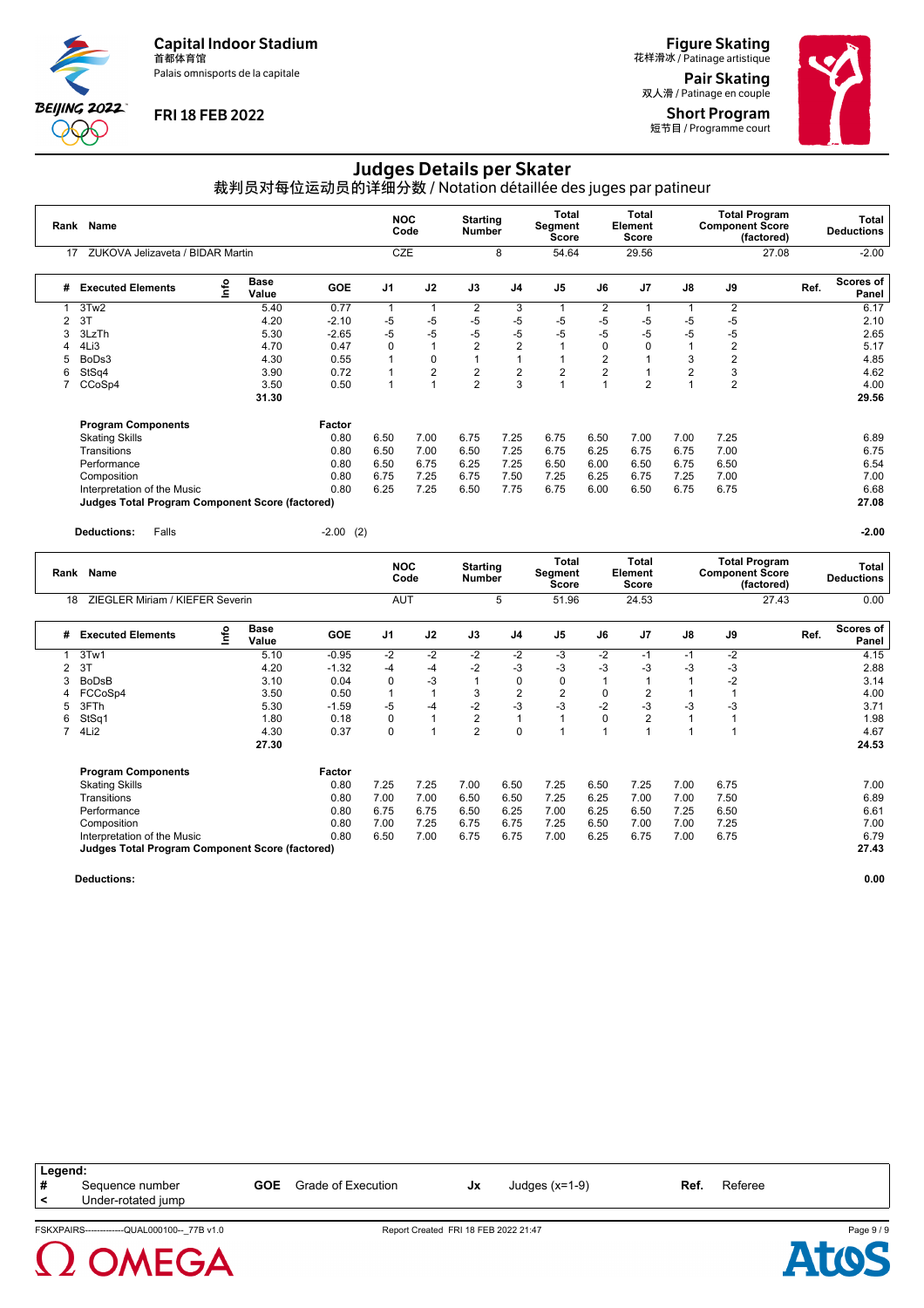Capital Indoor Stadium
首都体育馆
Palais omnisports de la capitale

FRI 18 FEB 2022

Figure Skating
花样滑冰 / Patinage artistique

Pair Skating
双人滑 / Patinage en couple

Short Program
短节目 / Programme court

# Judges Details per Skater

## 裁判员对每位运动员的详细分数 / Notation détaillée des juges par patineur

| Rank | Name | NOC Code | Starting Number | Total Segment Score | Total Element Score | Total Program Component Score (factored) | Total Deductions |
|---|---|---|---|---|---|---|---|
| 17 | ZUKOVA Jelizaveta / BIDAR Martin | CZE | 8 | 54.64 | 29.56 | 27.08 | -2.00 |

| # | Executed Elements | Info | Base Value | GOE | J1 | J2 | J3 | J4 | J5 | J6 | J7 | J8 | J9 | Ref. | Scores of Panel |
|---|---|---|---|---|---|---|---|---|---|---|---|---|---|---|---|
| 1 | 3Tw2 | | 5.40 | 0.77 | 1 | 1 | 2 | 3 | 1 | 2 | 1 | 1 | 2 | | 6.17 |
| 2 | 3T | | 4.20 | -2.10 | -5 | -5 | -5 | -5 | -5 | -5 | -5 | -5 | -5 | | 2.10 |
| 3 | 3LzTh | | 5.30 | -2.65 | -5 | -5 | -5 | -5 | -5 | -5 | -5 | -5 | -5 | | 2.65 |
| 4 | 4Li3 | | 4.70 | 0.47 | 0 | 1 | 2 | 2 | 1 | 0 | 0 | 1 | 2 | | 5.17 |
| 5 | BoDs3 | | 4.30 | 0.55 | 1 | 0 | 1 | 1 | 1 | 2 | 1 | 3 | 2 | | 4.85 |
| 6 | StSq4 | | 3.90 | 0.72 | 1 | 2 | 2 | 2 | 2 | 2 | 1 | 2 | 3 | | 4.62 |
| 7 | CCoSp4 | | 3.50 | 0.50 | 1 | 1 | 2 | 3 | 1 | 1 | 2 | 1 | 2 | | 4.00 |
| | | | 31.30 | | | | | | | | | | | | 29.56 |

| Program Components | Factor | J1 | J2 | J3 | J4 | J5 | J6 | J7 | J8 | J9 | Scores of Panel |
|---|---|---|---|---|---|---|---|---|---|---|---|
| Skating Skills | 0.80 | 6.50 | 7.00 | 6.75 | 7.25 | 6.75 | 6.50 | 7.00 | 7.00 | 7.25 | 6.89 |
| Transitions | 0.80 | 6.50 | 7.00 | 6.50 | 7.25 | 6.75 | 6.25 | 6.75 | 6.75 | 7.00 | 6.75 |
| Performance | 0.80 | 6.50 | 6.75 | 6.25 | 7.25 | 6.50 | 6.00 | 6.50 | 6.75 | 6.50 | 6.54 |
| Composition | 0.80 | 6.75 | 7.25 | 6.75 | 7.50 | 7.25 | 6.25 | 6.75 | 7.25 | 7.00 | 7.00 |
| Interpretation of the Music | 0.80 | 6.25 | 7.25 | 6.50 | 7.75 | 6.75 | 6.00 | 6.50 | 6.75 | 6.75 | 6.68 |
| **Judges Total Program Component Score (factored)** | | | | | | | | | | | **27.08** |

**Deductions:** Falls -2.00 (2) **-2.00**

| Rank | Name | NOC Code | Starting Number | Total Segment Score | Total Element Score | Total Program Component Score (factored) | Total Deductions |
|---|---|---|---|---|---|---|---|
| 18 | ZIEGLER Miriam / KIEFER Severin | AUT | 5 | 51.96 | 24.53 | 27.43 | 0.00 |

| # | Executed Elements | Info | Base Value | GOE | J1 | J2 | J3 | J4 | J5 | J6 | J7 | J8 | J9 | Ref. | Scores of Panel |
|---|---|---|---|---|---|---|---|---|---|---|---|---|---|---|---|
| 1 | 3Tw1 | | 5.10 | -0.95 | -2 | -2 | -2 | -2 | -3 | -2 | -1 | -1 | -2 | | 4.15 |
| 2 | 3T | | 4.20 | -1.32 | -4 | -4 | -2 | -3 | -3 | -3 | -3 | -3 | -3 | | 2.88 |
| 3 | BoDsB | | 3.10 | 0.04 | 0 | -3 | 1 | 0 | 0 | 1 | 1 | 1 | -2 | | 3.14 |
| 4 | FCCoSp4 | | 3.50 | 0.50 | 1 | 1 | 3 | 2 | 2 | 0 | 2 | 1 | 1 | | 4.00 |
| 5 | 3FTh | | 5.30 | -1.59 | -5 | -4 | -2 | -3 | -3 | -2 | -3 | -3 | -3 | | 3.71 |
| 6 | StSq1 | | 1.80 | 0.18 | 0 | 1 | 2 | 1 | 1 | 0 | 2 | 1 | 1 | | 1.98 |
| 7 | 4Li2 | | 4.30 | 0.37 | 0 | 1 | 2 | 0 | 1 | 1 | 1 | 1 | 1 | | 4.67 |
| | | | 27.30 | | | | | | | | | | | | 24.53 |

| Program Components | Factor | J1 | J2 | J3 | J4 | J5 | J6 | J7 | J8 | J9 | Scores of Panel |
|---|---|---|---|---|---|---|---|---|---|---|---|
| Skating Skills | 0.80 | 7.25 | 7.25 | 7.00 | 6.50 | 7.25 | 6.50 | 7.25 | 7.00 | 6.75 | 7.00 |
| Transitions | 0.80 | 7.00 | 7.00 | 6.50 | 6.50 | 7.25 | 6.25 | 7.00 | 7.00 | 7.50 | 6.89 |
| Performance | 0.80 | 6.75 | 6.75 | 6.50 | 6.25 | 7.00 | 6.25 | 6.50 | 7.25 | 6.50 | 6.61 |
| Composition | 0.80 | 7.00 | 7.25 | 6.75 | 6.75 | 7.25 | 6.50 | 7.00 | 7.00 | 7.25 | 7.00 |
| Interpretation of the Music | 0.80 | 6.50 | 7.00 | 6.75 | 6.75 | 7.00 | 6.25 | 6.75 | 7.00 | 6.75 | 6.79 |
| **Judges Total Program Component Score (factored)** | | | | | | | | | | | **27.43** |

**Deductions:** **0.00**

**Legend:**

| | | | | | | | |
|---|---|---|---|---|---|---|---|
| # | Sequence number | GOE | Grade of Execution | Jx | Judges (x=1-9) | Ref. | Referee |
| < | Under-rotated jump | | | | | | |

FSKXPAIRS-------------QUAL000100--_77B v1.0 Report Created FRI 18 FEB 2022 21:47